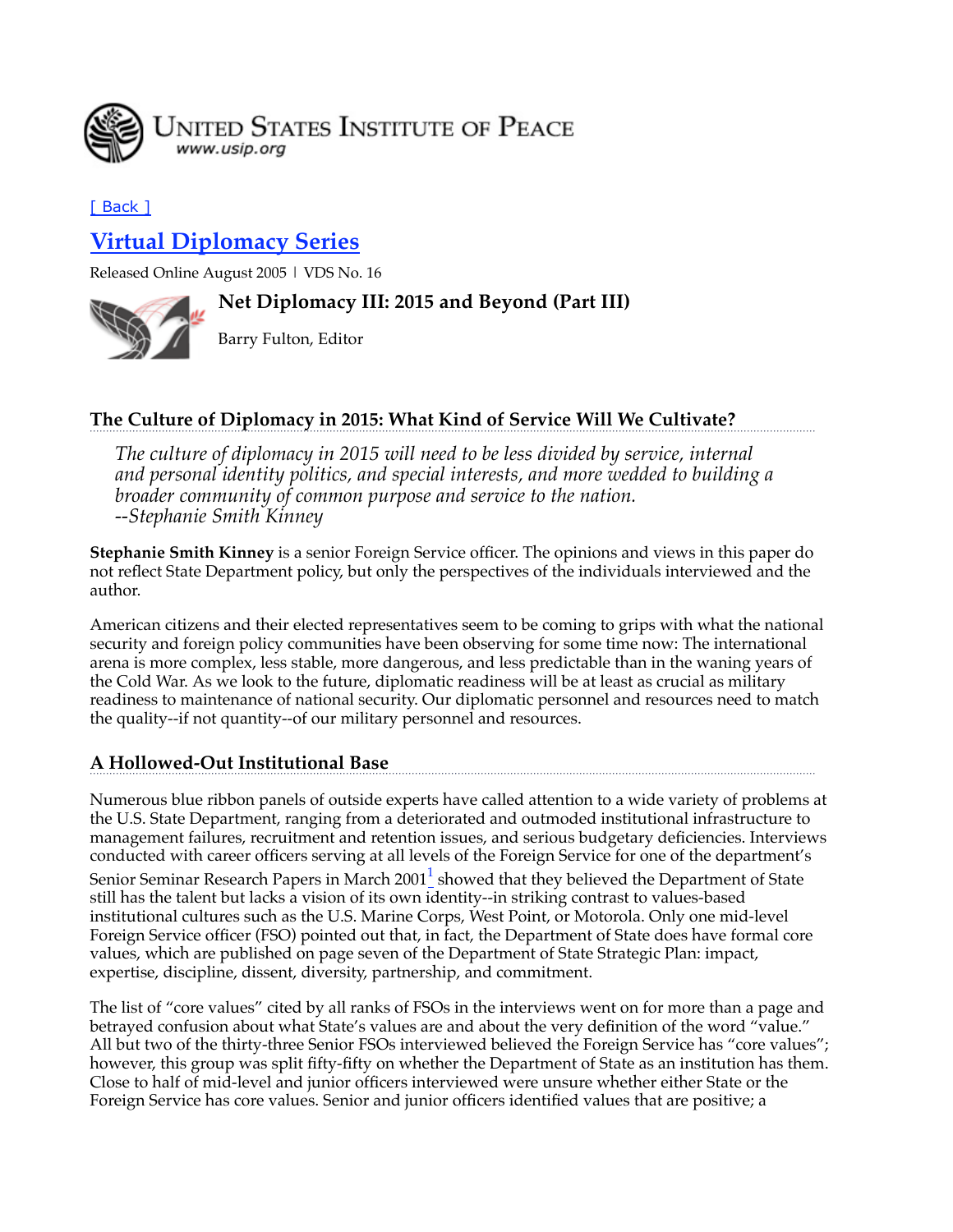UNITED STATES INSTITUTE OF PEACE
www.usip.org

[ Back ]

## Virtual Diplomacy Series

Released Online August 2005 | VDS No. 16

# Net Diplomacy III: 2015 and Beyond (Part III)

Barry Fulton, Editor

## The Culture of Diplomacy in 2015: What Kind of Service Will We Cultivate?

*The culture of diplomacy in 2015 will need to be less divided by service, internal and personal identity politics, and special interests, and more wedded to building a broader community of common purpose and service to the nation.*
*--Stephanie Smith Kinney*

**Stephanie Smith Kinney** is a senior Foreign Service officer. The opinions and views in this paper do not reflect State Department policy, but only the perspectives of the individuals interviewed and the author.

American citizens and their elected representatives seem to be coming to grips with what the national security and foreign policy communities have been observing for some time now: The international arena is more complex, less stable, more dangerous, and less predictable than in the waning years of the Cold War. As we look to the future, diplomatic readiness will be at least as crucial as military readiness to maintenance of national security. Our diplomatic personnel and resources need to match the quality--if not quantity--of our military personnel and resources.

## A Hollowed-Out Institutional Base

Numerous blue ribbon panels of outside experts have called attention to a wide variety of problems at the U.S. State Department, ranging from a deteriorated and outmoded institutional infrastructure to management failures, recruitment and retention issues, and serious budgetary deficiencies. Interviews conducted with career officers serving at all levels of the Foreign Service for one of the department's Senior Seminar Research Papers in March 2001[1] showed that they believed the Department of State still has the talent but lacks a vision of its own identity--in striking contrast to values-based institutional cultures such as the U.S. Marine Corps, West Point, or Motorola. Only one mid-level Foreign Service officer (FSO) pointed out that, in fact, the Department of State does have formal core values, which are published on page seven of the Department of State Strategic Plan: impact, expertise, discipline, dissent, diversity, partnership, and commitment.

The list of "core values" cited by all ranks of FSOs in the interviews went on for more than a page and betrayed confusion about what State's values are and about the very definition of the word "value." All but two of the thirty-three Senior FSOs interviewed believed the Foreign Service has "core values"; however, this group was split fifty-fifty on whether the Department of State as an institution has them. Close to half of mid-level and junior officers interviewed were unsure whether either State or the Foreign Service has core values. Senior and junior officers identified values that are positive; a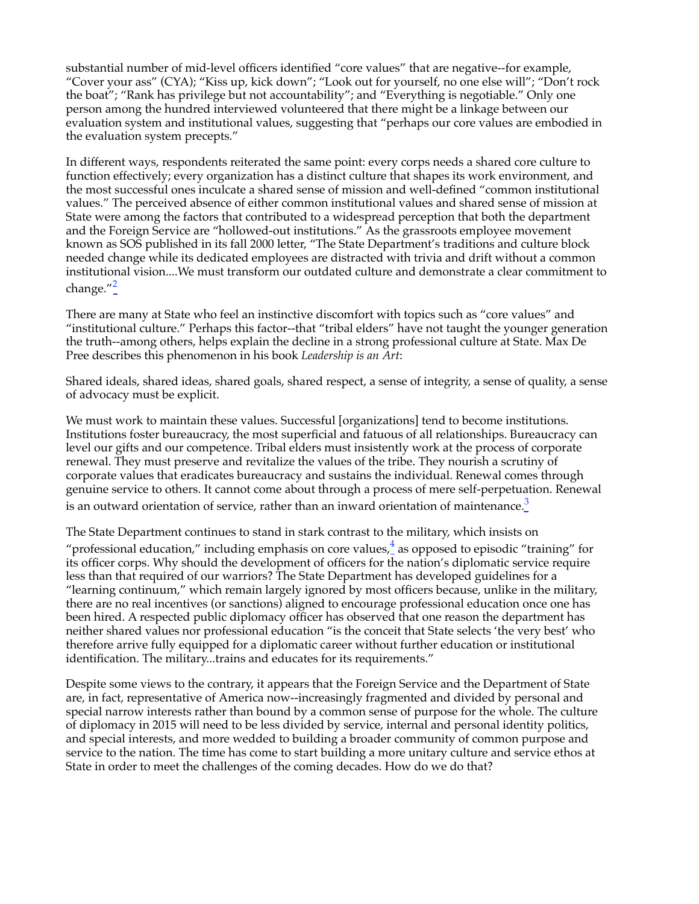substantial number of mid-level officers identified "core values" that are negative--for example, "Cover your ass" (CYA); "Kiss up, kick down"; "Look out for yourself, no one else will"; "Don't rock the boat"; "Rank has privilege but not accountability"; and "Everything is negotiable." Only one person among the hundred interviewed volunteered that there might be a linkage between our evaluation system and institutional values, suggesting that "perhaps our core values are embodied in the evaluation system precepts."

In different ways, respondents reiterated the same point: every corps needs a shared core culture to function effectively; every organization has a distinct culture that shapes its work environment, and the most successful ones inculcate a shared sense of mission and well-defined "common institutional values." The perceived absence of either common institutional values and shared sense of mission at State were among the factors that contributed to a widespread perception that both the department and the Foreign Service are "hollowed-out institutions." As the grassroots employee movement known as SOS published in its fall 2000 letter, "The State Department's traditions and culture block needed change while its dedicated employees are distracted with trivia and drift without a common institutional vision....We must transform our outdated culture and demonstrate a clear commitment to change."[2]

There are many at State who feel an instinctive discomfort with topics such as "core values" and "institutional culture." Perhaps this factor--that "tribal elders" have not taught the younger generation the truth--among others, helps explain the decline in a strong professional culture at State. Max De Pree describes this phenomenon in his book *Leadership is an Art*:

Shared ideals, shared ideas, shared goals, shared respect, a sense of integrity, a sense of quality, a sense of advocacy must be explicit.

We must work to maintain these values. Successful [organizations] tend to become institutions. Institutions foster bureaucracy, the most superficial and fatuous of all relationships. Bureaucracy can level our gifts and our competence. Tribal elders must insistently work at the process of corporate renewal. They must preserve and revitalize the values of the tribe. They nourish a scrutiny of corporate values that eradicates bureaucracy and sustains the individual. Renewal comes through genuine service to others. It cannot come about through a process of mere self-perpetuation. Renewal is an outward orientation of service, rather than an inward orientation of maintenance.[3]

The State Department continues to stand in stark contrast to the military, which insists on "professional education," including emphasis on core values,[4] as opposed to episodic "training" for its officer corps. Why should the development of officers for the nation's diplomatic service require less than that required of our warriors? The State Department has developed guidelines for a "learning continuum," which remain largely ignored by most officers because, unlike in the military, there are no real incentives (or sanctions) aligned to encourage professional education once one has been hired. A respected public diplomacy officer has observed that one reason the department has neither shared values nor professional education "is the conceit that State selects 'the very best' who therefore arrive fully equipped for a diplomatic career without further education or institutional identification. The military...trains and educates for its requirements."

Despite some views to the contrary, it appears that the Foreign Service and the Department of State are, in fact, representative of America now--increasingly fragmented and divided by personal and special narrow interests rather than bound by a common sense of purpose for the whole. The culture of diplomacy in 2015 will need to be less divided by service, internal and personal identity politics, and special interests, and more wedded to building a broader community of common purpose and service to the nation. The time has come to start building a more unitary culture and service ethos at State in order to meet the challenges of the coming decades. How do we do that?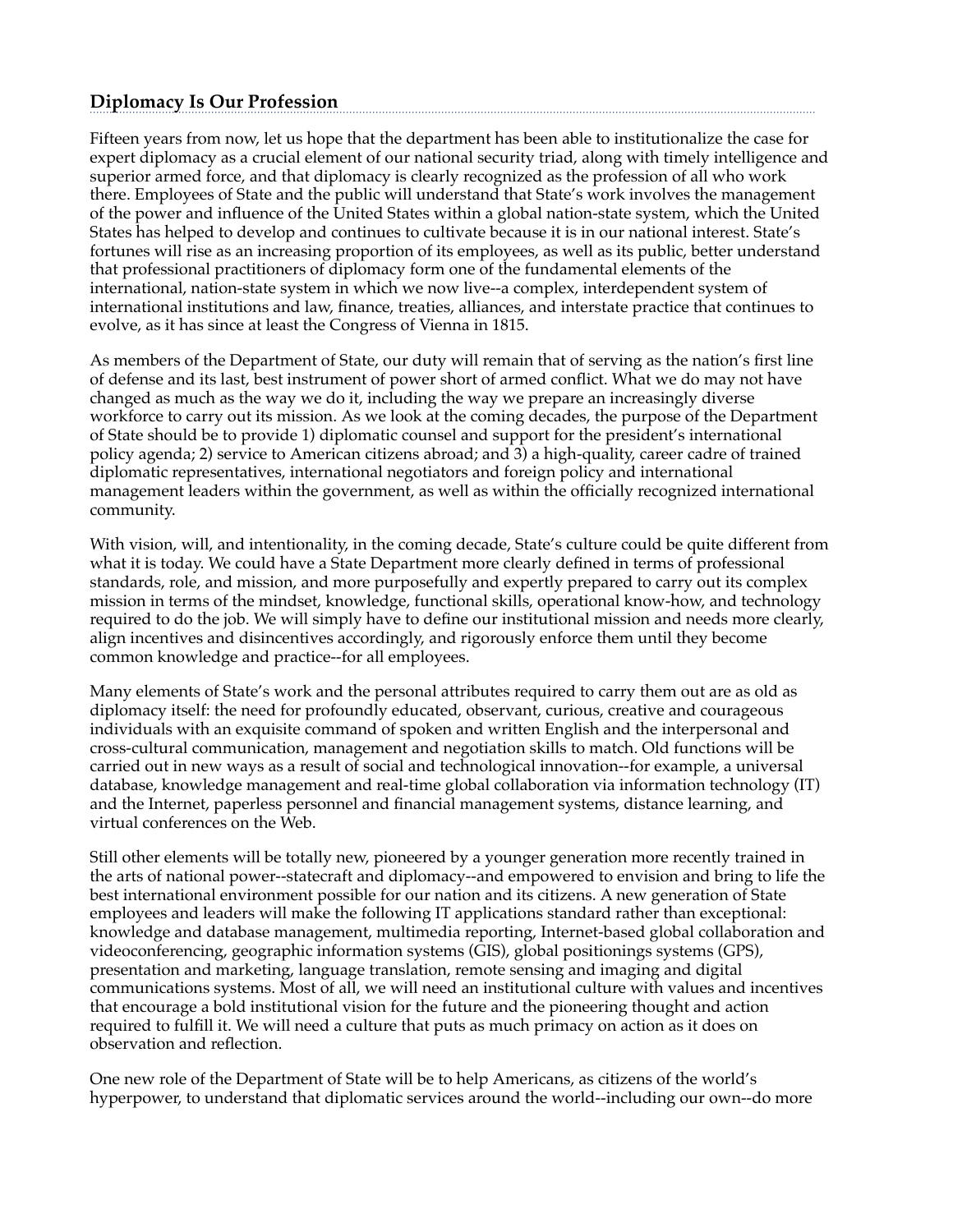## Diplomacy Is Our Profession

Fifteen years from now, let us hope that the department has been able to institutionalize the case for expert diplomacy as a crucial element of our national security triad, along with timely intelligence and superior armed force, and that diplomacy is clearly recognized as the profession of all who work there. Employees of State and the public will understand that State's work involves the management of the power and influence of the United States within a global nation-state system, which the United States has helped to develop and continues to cultivate because it is in our national interest. State's fortunes will rise as an increasing proportion of its employees, as well as its public, better understand that professional practitioners of diplomacy form one of the fundamental elements of the international, nation-state system in which we now live--a complex, interdependent system of international institutions and law, finance, treaties, alliances, and interstate practice that continues to evolve, as it has since at least the Congress of Vienna in 1815.

As members of the Department of State, our duty will remain that of serving as the nation's first line of defense and its last, best instrument of power short of armed conflict. What we do may not have changed as much as the way we do it, including the way we prepare an increasingly diverse workforce to carry out its mission. As we look at the coming decades, the purpose of the Department of State should be to provide 1) diplomatic counsel and support for the president's international policy agenda; 2) service to American citizens abroad; and 3) a high-quality, career cadre of trained diplomatic representatives, international negotiators and foreign policy and international management leaders within the government, as well as within the officially recognized international community.

With vision, will, and intentionality, in the coming decade, State's culture could be quite different from what it is today. We could have a State Department more clearly defined in terms of professional standards, role, and mission, and more purposefully and expertly prepared to carry out its complex mission in terms of the mindset, knowledge, functional skills, operational know-how, and technology required to do the job. We will simply have to define our institutional mission and needs more clearly, align incentives and disincentives accordingly, and rigorously enforce them until they become common knowledge and practice--for all employees.

Many elements of State's work and the personal attributes required to carry them out are as old as diplomacy itself: the need for profoundly educated, observant, curious, creative and courageous individuals with an exquisite command of spoken and written English and the interpersonal and cross-cultural communication, management and negotiation skills to match. Old functions will be carried out in new ways as a result of social and technological innovation--for example, a universal database, knowledge management and real-time global collaboration via information technology (IT) and the Internet, paperless personnel and financial management systems, distance learning, and virtual conferences on the Web.

Still other elements will be totally new, pioneered by a younger generation more recently trained in the arts of national power--statecraft and diplomacy--and empowered to envision and bring to life the best international environment possible for our nation and its citizens. A new generation of State employees and leaders will make the following IT applications standard rather than exceptional: knowledge and database management, multimedia reporting, Internet-based global collaboration and videoconferencing, geographic information systems (GIS), global positionings systems (GPS), presentation and marketing, language translation, remote sensing and imaging and digital communications systems. Most of all, we will need an institutional culture with values and incentives that encourage a bold institutional vision for the future and the pioneering thought and action required to fulfill it. We will need a culture that puts as much primacy on action as it does on observation and reflection.

One new role of the Department of State will be to help Americans, as citizens of the world's hyperpower, to understand that diplomatic services around the world--including our own--do more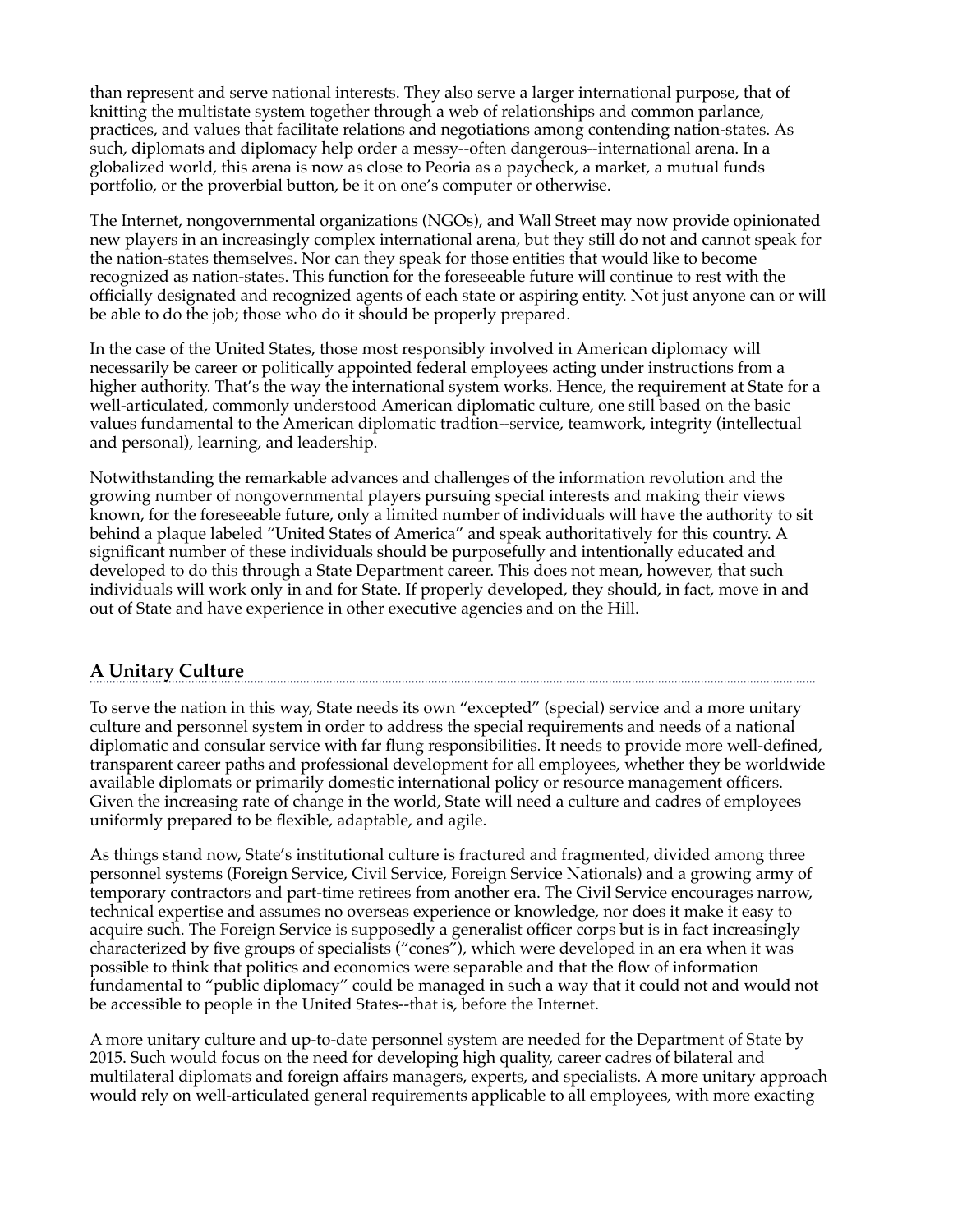than represent and serve national interests. They also serve a larger international purpose, that of knitting the multistate system together through a web of relationships and common parlance, practices, and values that facilitate relations and negotiations among contending nation-states. As such, diplomats and diplomacy help order a messy--often dangerous--international arena. In a globalized world, this arena is now as close to Peoria as a paycheck, a market, a mutual funds portfolio, or the proverbial button, be it on one's computer or otherwise.

The Internet, nongovernmental organizations (NGOs), and Wall Street may now provide opinionated new players in an increasingly complex international arena, but they still do not and cannot speak for the nation-states themselves. Nor can they speak for those entities that would like to become recognized as nation-states. This function for the foreseeable future will continue to rest with the officially designated and recognized agents of each state or aspiring entity. Not just anyone can or will be able to do the job; those who do it should be properly prepared.

In the case of the United States, those most responsibly involved in American diplomacy will necessarily be career or politically appointed federal employees acting under instructions from a higher authority. That's the way the international system works. Hence, the requirement at State for a well-articulated, commonly understood American diplomatic culture, one still based on the basic values fundamental to the American diplomatic tradtion--service, teamwork, integrity (intellectual and personal), learning, and leadership.

Notwithstanding the remarkable advances and challenges of the information revolution and the growing number of nongovernmental players pursuing special interests and making their views known, for the foreseeable future, only a limited number of individuals will have the authority to sit behind a plaque labeled "United States of America" and speak authoritatively for this country. A significant number of these individuals should be purposefully and intentionally educated and developed to do this through a State Department career. This does not mean, however, that such individuals will work only in and for State. If properly developed, they should, in fact, move in and out of State and have experience in other executive agencies and on the Hill.

## A Unitary Culture

To serve the nation in this way, State needs its own "excepted" (special) service and a more unitary culture and personnel system in order to address the special requirements and needs of a national diplomatic and consular service with far flung responsibilities. It needs to provide more well-defined, transparent career paths and professional development for all employees, whether they be worldwide available diplomats or primarily domestic international policy or resource management officers. Given the increasing rate of change in the world, State will need a culture and cadres of employees uniformly prepared to be flexible, adaptable, and agile.

As things stand now, State's institutional culture is fractured and fragmented, divided among three personnel systems (Foreign Service, Civil Service, Foreign Service Nationals) and a growing army of temporary contractors and part-time retirees from another era. The Civil Service encourages narrow, technical expertise and assumes no overseas experience or knowledge, nor does it make it easy to acquire such. The Foreign Service is supposedly a generalist officer corps but is in fact increasingly characterized by five groups of specialists ("cones"), which were developed in an era when it was possible to think that politics and economics were separable and that the flow of information fundamental to "public diplomacy" could be managed in such a way that it could not and would not be accessible to people in the United States--that is, before the Internet.

A more unitary culture and up-to-date personnel system are needed for the Department of State by 2015. Such would focus on the need for developing high quality, career cadres of bilateral and multilateral diplomats and foreign affairs managers, experts, and specialists. A more unitary approach would rely on well-articulated general requirements applicable to all employees, with more exacting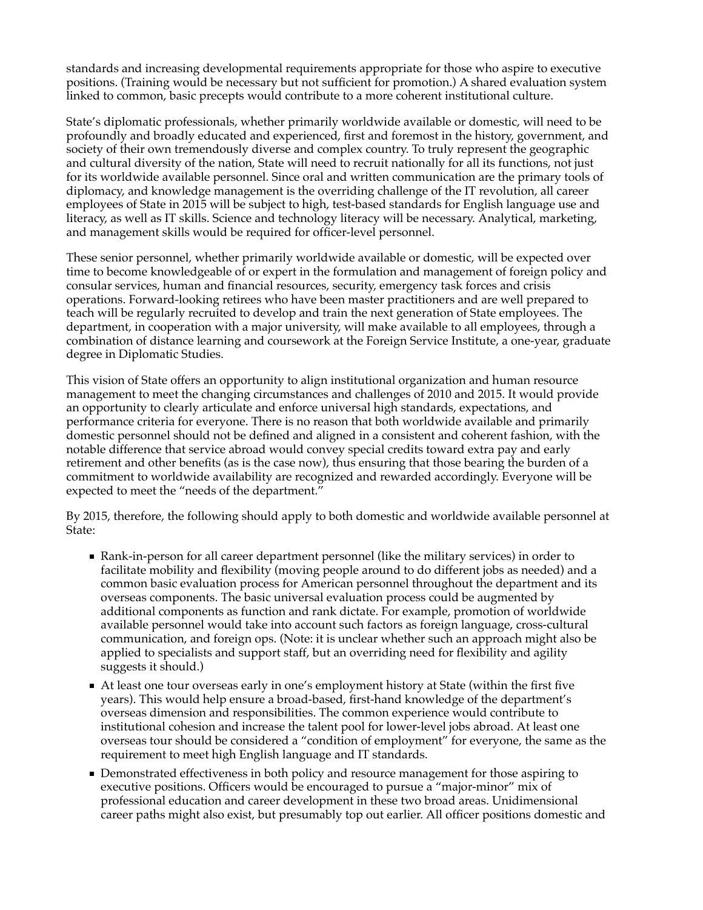standards and increasing developmental requirements appropriate for those who aspire to executive positions. (Training would be necessary but not sufficient for promotion.) A shared evaluation system linked to common, basic precepts would contribute to a more coherent institutional culture.

State's diplomatic professionals, whether primarily worldwide available or domestic, will need to be profoundly and broadly educated and experienced, first and foremost in the history, government, and society of their own tremendously diverse and complex country. To truly represent the geographic and cultural diversity of the nation, State will need to recruit nationally for all its functions, not just for its worldwide available personnel. Since oral and written communication are the primary tools of diplomacy, and knowledge management is the overriding challenge of the IT revolution, all career employees of State in 2015 will be subject to high, test-based standards for English language use and literacy, as well as IT skills. Science and technology literacy will be necessary. Analytical, marketing, and management skills would be required for officer-level personnel.

These senior personnel, whether primarily worldwide available or domestic, will be expected over time to become knowledgeable of or expert in the formulation and management of foreign policy and consular services, human and financial resources, security, emergency task forces and crisis operations. Forward-looking retirees who have been master practitioners and are well prepared to teach will be regularly recruited to develop and train the next generation of State employees. The department, in cooperation with a major university, will make available to all employees, through a combination of distance learning and coursework at the Foreign Service Institute, a one-year, graduate degree in Diplomatic Studies.

This vision of State offers an opportunity to align institutional organization and human resource management to meet the changing circumstances and challenges of 2010 and 2015. It would provide an opportunity to clearly articulate and enforce universal high standards, expectations, and performance criteria for everyone. There is no reason that both worldwide available and primarily domestic personnel should not be defined and aligned in a consistent and coherent fashion, with the notable difference that service abroad would convey special credits toward extra pay and early retirement and other benefits (as is the case now), thus ensuring that those bearing the burden of a commitment to worldwide availability are recognized and rewarded accordingly. Everyone will be expected to meet the "needs of the department."

By 2015, therefore, the following should apply to both domestic and worldwide available personnel at State:

- Rank-in-person for all career department personnel (like the military services) in order to facilitate mobility and flexibility (moving people around to do different jobs as needed) and a common basic evaluation process for American personnel throughout the department and its overseas components. The basic universal evaluation process could be augmented by additional components as function and rank dictate. For example, promotion of worldwide available personnel would take into account such factors as foreign language, cross-cultural communication, and foreign ops. (Note: it is unclear whether such an approach might also be applied to specialists and support staff, but an overriding need for flexibility and agility suggests it should.)
- At least one tour overseas early in one's employment history at State (within the first five years). This would help ensure a broad-based, first-hand knowledge of the department's overseas dimension and responsibilities. The common experience would contribute to institutional cohesion and increase the talent pool for lower-level jobs abroad. At least one overseas tour should be considered a "condition of employment" for everyone, the same as the requirement to meet high English language and IT standards.
- Demonstrated effectiveness in both policy and resource management for those aspiring to executive positions. Officers would be encouraged to pursue a "major-minor" mix of professional education and career development in these two broad areas. Unidimensional career paths might also exist, but presumably top out earlier. All officer positions domestic and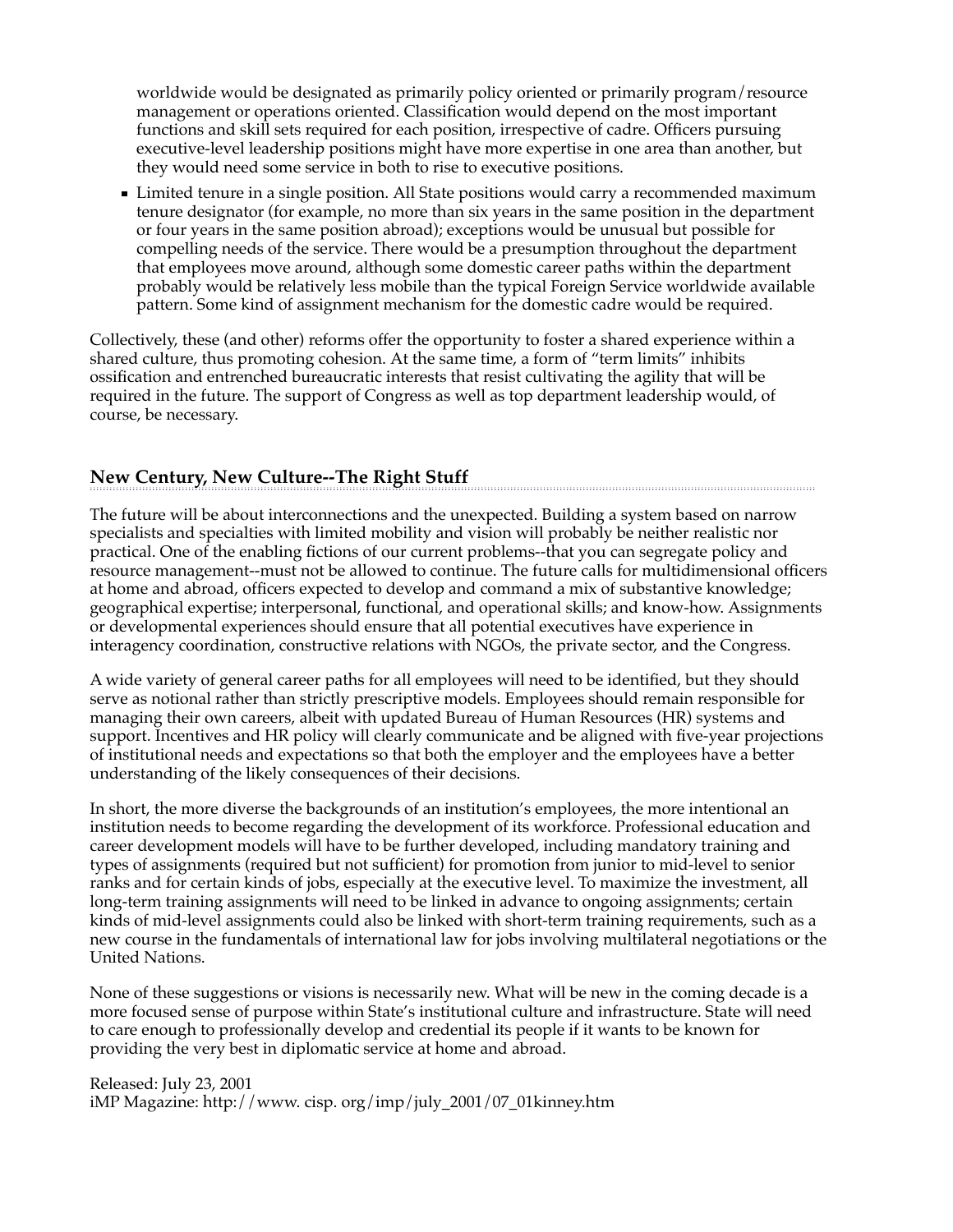worldwide would be designated as primarily policy oriented or primarily program/resource management or operations oriented. Classification would depend on the most important functions and skill sets required for each position, irrespective of cadre. Officers pursuing executive-level leadership positions might have more expertise in one area than another, but they would need some service in both to rise to executive positions.

- Limited tenure in a single position. All State positions would carry a recommended maximum tenure designator (for example, no more than six years in the same position in the department or four years in the same position abroad); exceptions would be unusual but possible for compelling needs of the service. There would be a presumption throughout the department that employees move around, although some domestic career paths within the department probably would be relatively less mobile than the typical Foreign Service worldwide available pattern. Some kind of assignment mechanism for the domestic cadre would be required.

Collectively, these (and other) reforms offer the opportunity to foster a shared experience within a shared culture, thus promoting cohesion. At the same time, a form of "term limits" inhibits ossification and entrenched bureaucratic interests that resist cultivating the agility that will be required in the future. The support of Congress as well as top department leadership would, of course, be necessary.

## New Century, New Culture--The Right Stuff

The future will be about interconnections and the unexpected. Building a system based on narrow specialists and specialties with limited mobility and vision will probably be neither realistic nor practical. One of the enabling fictions of our current problems--that you can segregate policy and resource management--must not be allowed to continue. The future calls for multidimensional officers at home and abroad, officers expected to develop and command a mix of substantive knowledge; geographical expertise; interpersonal, functional, and operational skills; and know-how. Assignments or developmental experiences should ensure that all potential executives have experience in interagency coordination, constructive relations with NGOs, the private sector, and the Congress.

A wide variety of general career paths for all employees will need to be identified, but they should serve as notional rather than strictly prescriptive models. Employees should remain responsible for managing their own careers, albeit with updated Bureau of Human Resources (HR) systems and support. Incentives and HR policy will clearly communicate and be aligned with five-year projections of institutional needs and expectations so that both the employer and the employees have a better understanding of the likely consequences of their decisions.

In short, the more diverse the backgrounds of an institution's employees, the more intentional an institution needs to become regarding the development of its workforce. Professional education and career development models will have to be further developed, including mandatory training and types of assignments (required but not sufficient) for promotion from junior to mid-level to senior ranks and for certain kinds of jobs, especially at the executive level. To maximize the investment, all long-term training assignments will need to be linked in advance to ongoing assignments; certain kinds of mid-level assignments could also be linked with short-term training requirements, such as a new course in the fundamentals of international law for jobs involving multilateral negotiations or the United Nations.

None of these suggestions or visions is necessarily new. What will be new in the coming decade is a more focused sense of purpose within State's institutional culture and infrastructure. State will need to care enough to professionally develop and credential its people if it wants to be known for providing the very best in diplomatic service at home and abroad.

Released: July 23, 2001
iMP Magazine: http://www. cisp. org/imp/july_2001/07_01kinney.htm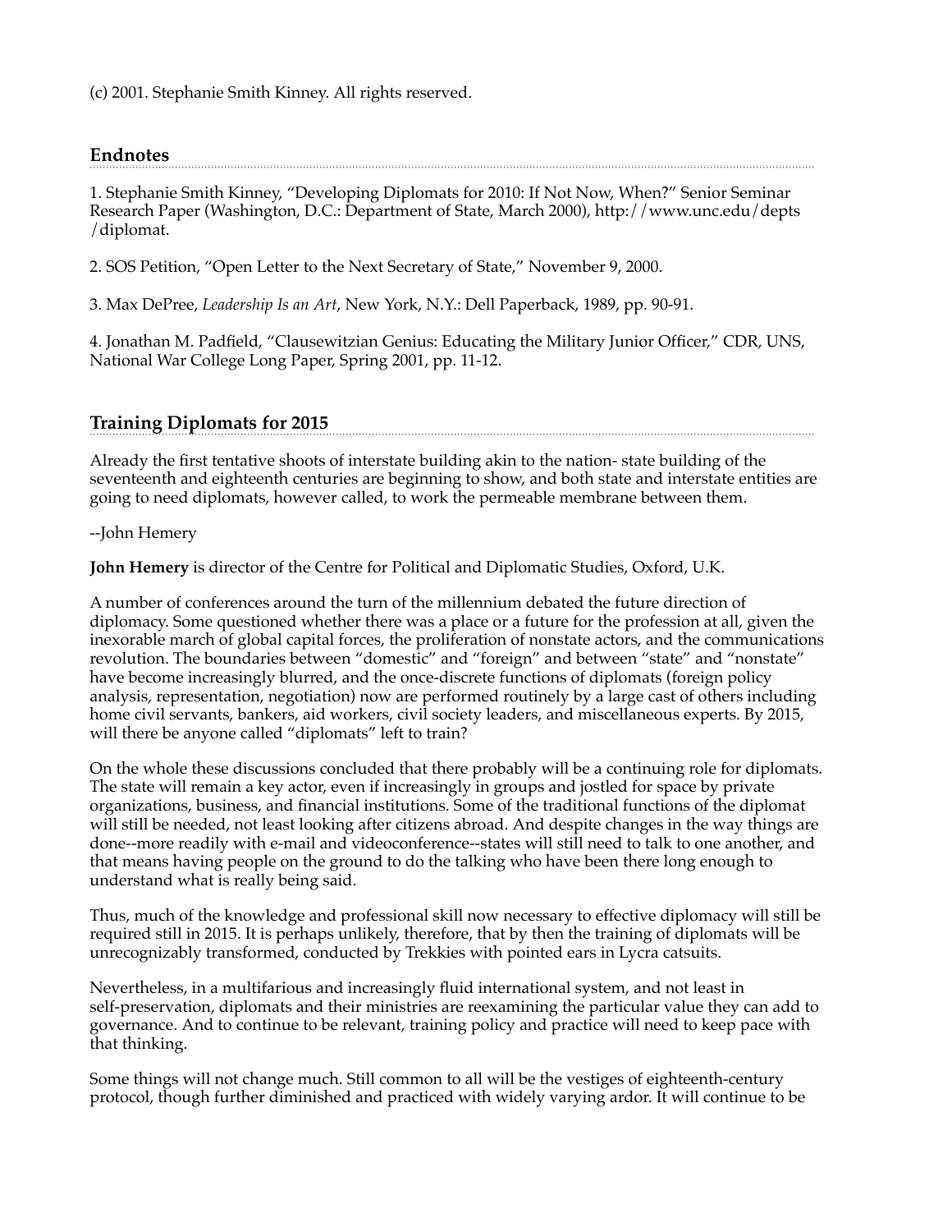(c) 2001. Stephanie Smith Kinney. All rights reserved.

## Endnotes

1. Stephanie Smith Kinney, “Developing Diplomats for 2010: If Not Now, When?” Senior Seminar Research Paper (Washington, D.C.: Department of State, March 2000), http://www.unc.edu/depts/diplomat.

2. SOS Petition, “Open Letter to the Next Secretary of State,” November 9, 2000.

3. Max DePree, *Leadership Is an Art*, New York, N.Y.: Dell Paperback, 1989, pp. 90-91.

4. Jonathan M. Padfield, “Clausewitzian Genius: Educating the Military Junior Officer,” CDR, UNS, National War College Long Paper, Spring 2001, pp. 11-12.

## Training Diplomats for 2015

Already the first tentative shoots of interstate building akin to the nation- state building of the seventeenth and eighteenth centuries are beginning to show, and both state and interstate entities are going to need diplomats, however called, to work the permeable membrane between them.

--John Hemery

**John Hemery** is director of the Centre for Political and Diplomatic Studies, Oxford, U.K.

A number of conferences around the turn of the millennium debated the future direction of diplomacy. Some questioned whether there was a place or a future for the profession at all, given the inexorable march of global capital forces, the proliferation of nonstate actors, and the communications revolution. The boundaries between “domestic” and “foreign” and between “state” and “nonstate” have become increasingly blurred, and the once-discrete functions of diplomats (foreign policy analysis, representation, negotiation) now are performed routinely by a large cast of others including home civil servants, bankers, aid workers, civil society leaders, and miscellaneous experts. By 2015, will there be anyone called “diplomats” left to train?

On the whole these discussions concluded that there probably will be a continuing role for diplomats. The state will remain a key actor, even if increasingly in groups and jostled for space by private organizations, business, and financial institutions. Some of the traditional functions of the diplomat will still be needed, not least looking after citizens abroad. And despite changes in the way things are done--more readily with e-mail and videoconference--states will still need to talk to one another, and that means having people on the ground to do the talking who have been there long enough to understand what is really being said.

Thus, much of the knowledge and professional skill now necessary to effective diplomacy will still be required still in 2015. It is perhaps unlikely, therefore, that by then the training of diplomats will be unrecognizably transformed, conducted by Trekkies with pointed ears in Lycra catsuits.

Nevertheless, in a multifarious and increasingly fluid international system, and not least in self-preservation, diplomats and their ministries are reexamining the particular value they can add to governance. And to continue to be relevant, training policy and practice will need to keep pace with that thinking.

Some things will not change much. Still common to all will be the vestiges of eighteenth-century protocol, though further diminished and practiced with widely varying ardor. It will continue to be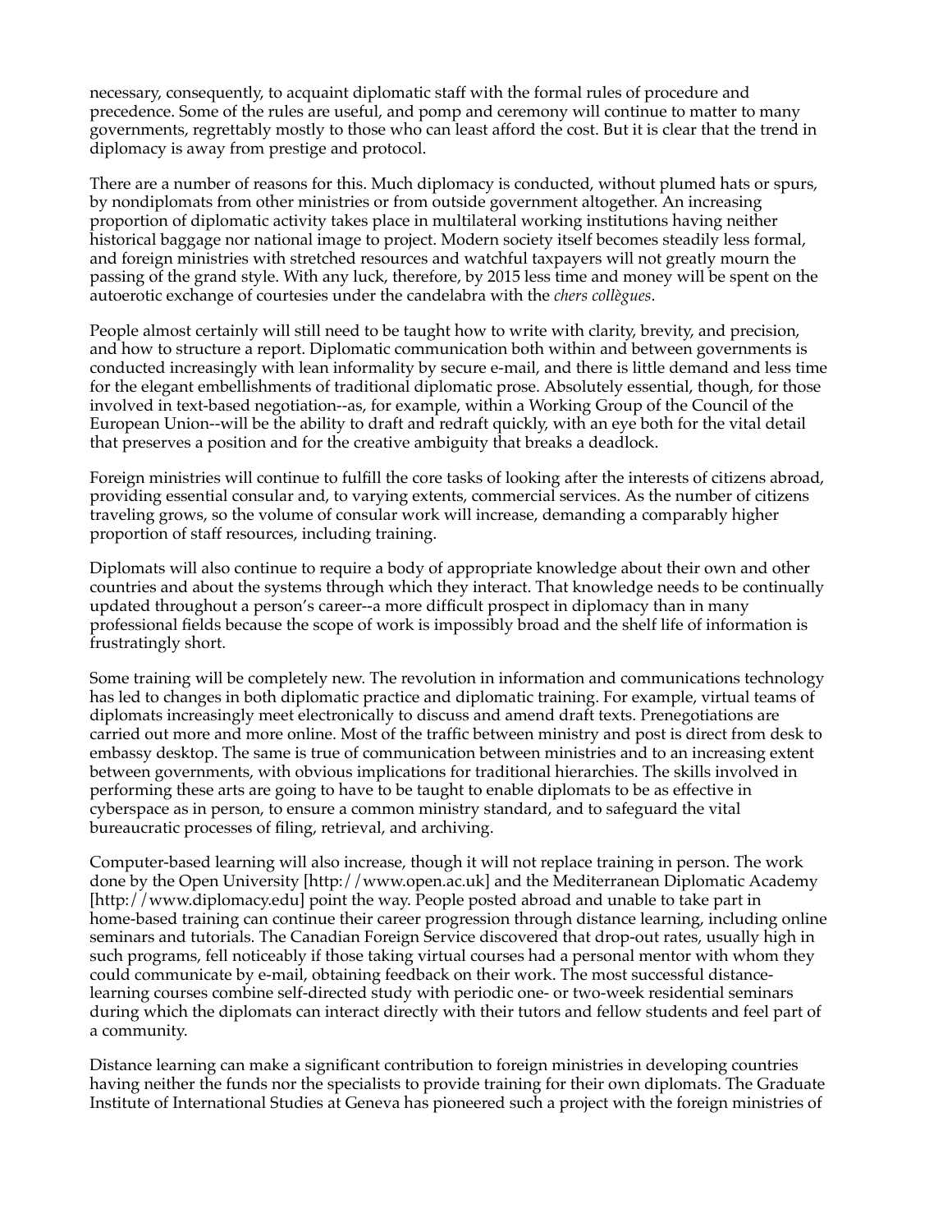necessary, consequently, to acquaint diplomatic staff with the formal rules of procedure and precedence. Some of the rules are useful, and pomp and ceremony will continue to matter to many governments, regrettably mostly to those who can least afford the cost. But it is clear that the trend in diplomacy is away from prestige and protocol.

There are a number of reasons for this. Much diplomacy is conducted, without plumed hats or spurs, by nondiplomats from other ministries or from outside government altogether. An increasing proportion of diplomatic activity takes place in multilateral working institutions having neither historical baggage nor national image to project. Modern society itself becomes steadily less formal, and foreign ministries with stretched resources and watchful taxpayers will not greatly mourn the passing of the grand style. With any luck, therefore, by 2015 less time and money will be spent on the autoerotic exchange of courtesies under the candelabra with the *chers collègues*.

People almost certainly will still need to be taught how to write with clarity, brevity, and precision, and how to structure a report. Diplomatic communication both within and between governments is conducted increasingly with lean informality by secure e-mail, and there is little demand and less time for the elegant embellishments of traditional diplomatic prose. Absolutely essential, though, for those involved in text-based negotiation--as, for example, within a Working Group of the Council of the European Union--will be the ability to draft and redraft quickly, with an eye both for the vital detail that preserves a position and for the creative ambiguity that breaks a deadlock.

Foreign ministries will continue to fulfill the core tasks of looking after the interests of citizens abroad, providing essential consular and, to varying extents, commercial services. As the number of citizens traveling grows, so the volume of consular work will increase, demanding a comparably higher proportion of staff resources, including training.

Diplomats will also continue to require a body of appropriate knowledge about their own and other countries and about the systems through which they interact. That knowledge needs to be continually updated throughout a person's career--a more difficult prospect in diplomacy than in many professional fields because the scope of work is impossibly broad and the shelf life of information is frustratingly short.

Some training will be completely new. The revolution in information and communications technology has led to changes in both diplomatic practice and diplomatic training. For example, virtual teams of diplomats increasingly meet electronically to discuss and amend draft texts. Prenegotiations are carried out more and more online. Most of the traffic between ministry and post is direct from desk to embassy desktop. The same is true of communication between ministries and to an increasing extent between governments, with obvious implications for traditional hierarchies. The skills involved in performing these arts are going to have to be taught to enable diplomats to be as effective in cyberspace as in person, to ensure a common ministry standard, and to safeguard the vital bureaucratic processes of filing, retrieval, and archiving.

Computer-based learning will also increase, though it will not replace training in person. The work done by the Open University [http://www.open.ac.uk] and the Mediterranean Diplomatic Academy [http://www.diplomacy.edu] point the way. People posted abroad and unable to take part in home-based training can continue their career progression through distance learning, including online seminars and tutorials. The Canadian Foreign Service discovered that drop-out rates, usually high in such programs, fell noticeably if those taking virtual courses had a personal mentor with whom they could communicate by e-mail, obtaining feedback on their work. The most successful distance-learning courses combine self-directed study with periodic one- or two-week residential seminars during which the diplomats can interact directly with their tutors and fellow students and feel part of a community.

Distance learning can make a significant contribution to foreign ministries in developing countries having neither the funds nor the specialists to provide training for their own diplomats. The Graduate Institute of International Studies at Geneva has pioneered such a project with the foreign ministries of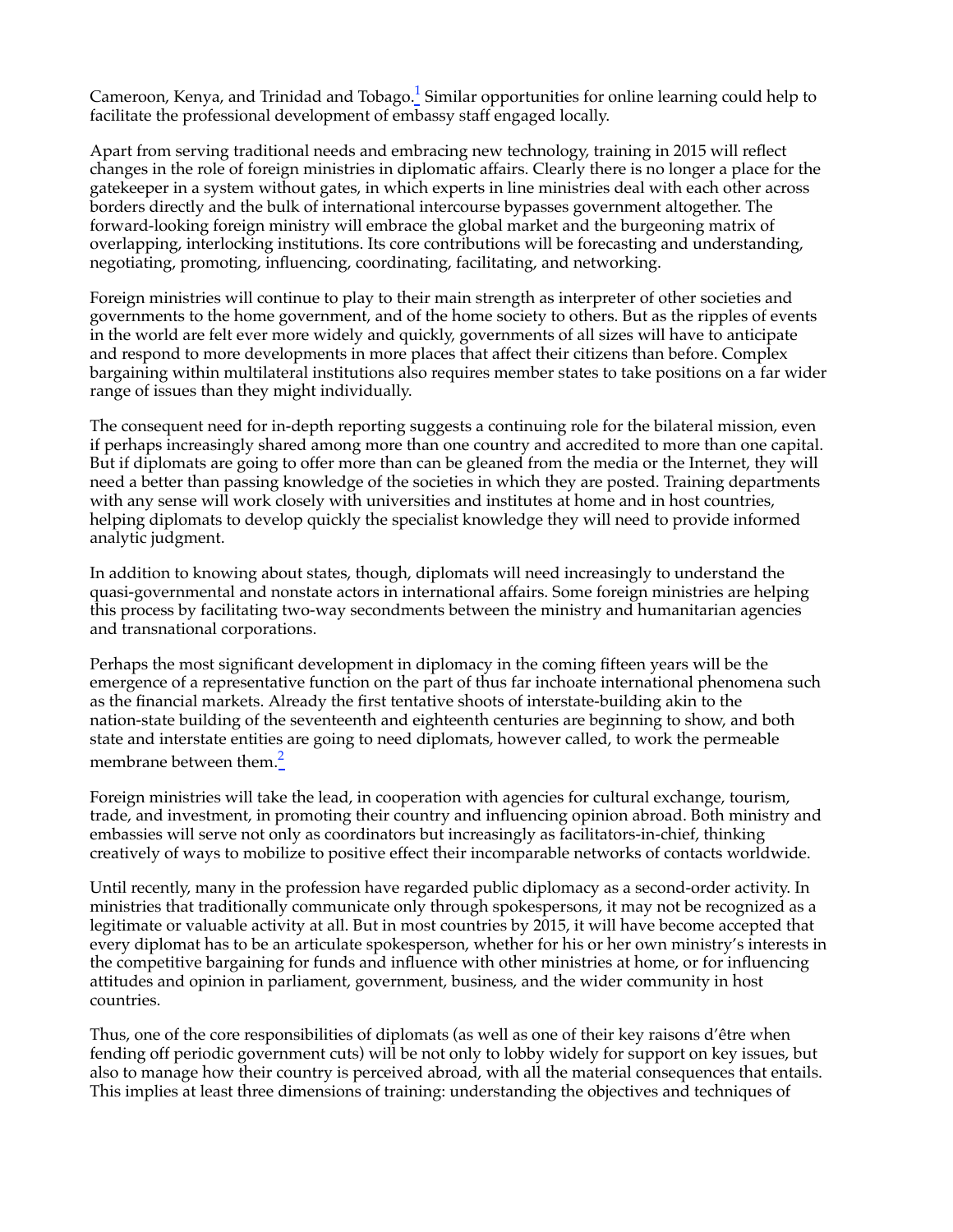Cameroon, Kenya, and Trinidad and Tobago.[1] Similar opportunities for online learning could help to facilitate the professional development of embassy staff engaged locally.

Apart from serving traditional needs and embracing new technology, training in 2015 will reflect changes in the role of foreign ministries in diplomatic affairs. Clearly there is no longer a place for the gatekeeper in a system without gates, in which experts in line ministries deal with each other across borders directly and the bulk of international intercourse bypasses government altogether. The forward-looking foreign ministry will embrace the global market and the burgeoning matrix of overlapping, interlocking institutions. Its core contributions will be forecasting and understanding, negotiating, promoting, influencing, coordinating, facilitating, and networking.

Foreign ministries will continue to play to their main strength as interpreter of other societies and governments to the home government, and of the home society to others. But as the ripples of events in the world are felt ever more widely and quickly, governments of all sizes will have to anticipate and respond to more developments in more places that affect their citizens than before. Complex bargaining within multilateral institutions also requires member states to take positions on a far wider range of issues than they might individually.

The consequent need for in-depth reporting suggests a continuing role for the bilateral mission, even if perhaps increasingly shared among more than one country and accredited to more than one capital. But if diplomats are going to offer more than can be gleaned from the media or the Internet, they will need a better than passing knowledge of the societies in which they are posted. Training departments with any sense will work closely with universities and institutes at home and in host countries, helping diplomats to develop quickly the specialist knowledge they will need to provide informed analytic judgment.

In addition to knowing about states, though, diplomats will need increasingly to understand the quasi-governmental and nonstate actors in international affairs. Some foreign ministries are helping this process by facilitating two-way secondments between the ministry and humanitarian agencies and transnational corporations.

Perhaps the most significant development in diplomacy in the coming fifteen years will be the emergence of a representative function on the part of thus far inchoate international phenomena such as the financial markets. Already the first tentative shoots of interstate-building akin to the nation-state building of the seventeenth and eighteenth centuries are beginning to show, and both state and interstate entities are going to need diplomats, however called, to work the permeable membrane between them.[2]

Foreign ministries will take the lead, in cooperation with agencies for cultural exchange, tourism, trade, and investment, in promoting their country and influencing opinion abroad. Both ministry and embassies will serve not only as coordinators but increasingly as facilitators-in-chief, thinking creatively of ways to mobilize to positive effect their incomparable networks of contacts worldwide.

Until recently, many in the profession have regarded public diplomacy as a second-order activity. In ministries that traditionally communicate only through spokespersons, it may not be recognized as a legitimate or valuable activity at all. But in most countries by 2015, it will have become accepted that every diplomat has to be an articulate spokesperson, whether for his or her own ministry's interests in the competitive bargaining for funds and influence with other ministries at home, or for influencing attitudes and opinion in parliament, government, business, and the wider community in host countries.

Thus, one of the core responsibilities of diplomats (as well as one of their key raisons d'être when fending off periodic government cuts) will be not only to lobby widely for support on key issues, but also to manage how their country is perceived abroad, with all the material consequences that entails. This implies at least three dimensions of training: understanding the objectives and techniques of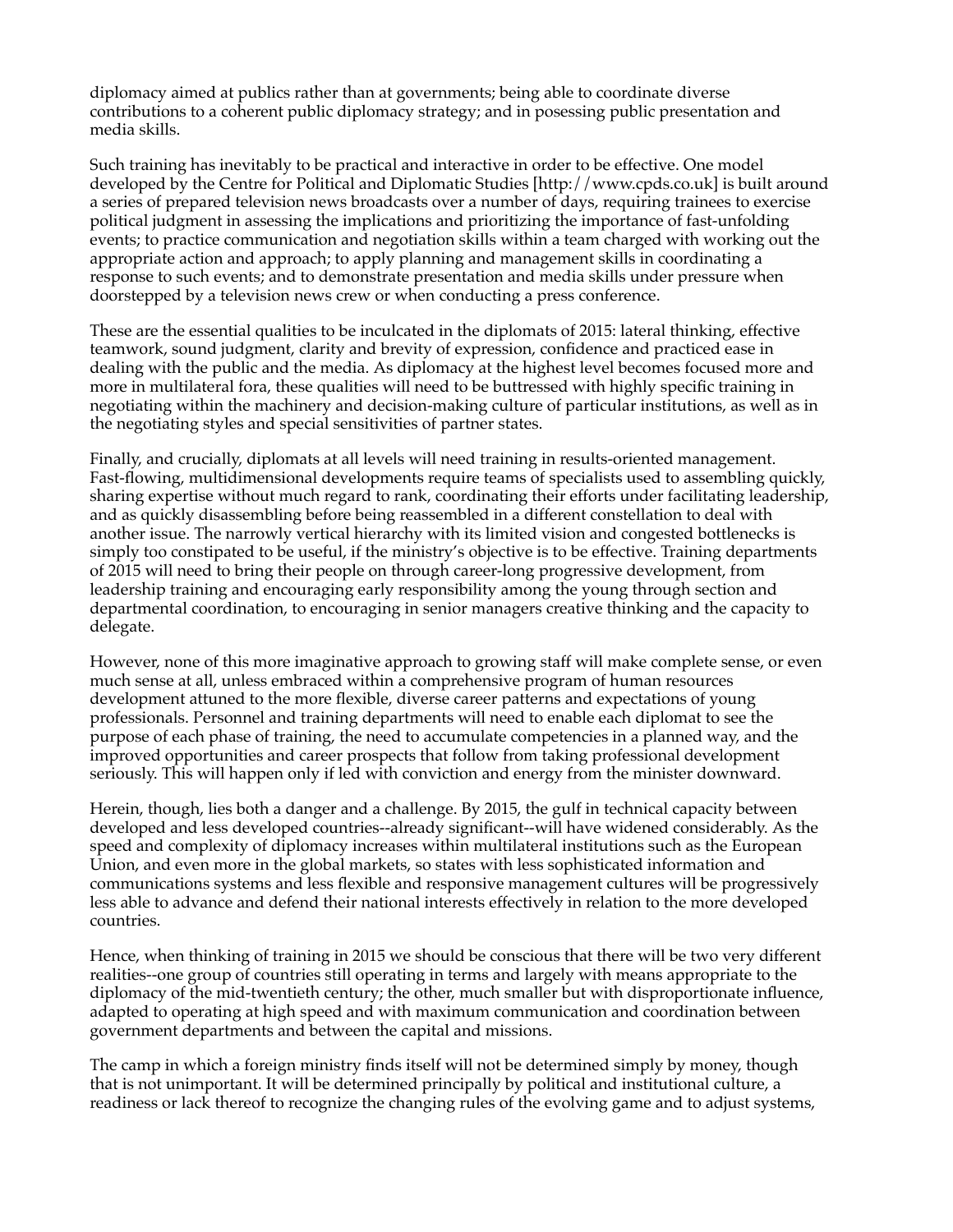diplomacy aimed at publics rather than at governments; being able to coordinate diverse contributions to a coherent public diplomacy strategy; and in posessing public presentation and media skills.

Such training has inevitably to be practical and interactive in order to be effective. One model developed by the Centre for Political and Diplomatic Studies [http://www.cpds.co.uk] is built around a series of prepared television news broadcasts over a number of days, requiring trainees to exercise political judgment in assessing the implications and prioritizing the importance of fast-unfolding events; to practice communication and negotiation skills within a team charged with working out the appropriate action and approach; to apply planning and management skills in coordinating a response to such events; and to demonstrate presentation and media skills under pressure when doorstepped by a television news crew or when conducting a press conference.

These are the essential qualities to be inculcated in the diplomats of 2015: lateral thinking, effective teamwork, sound judgment, clarity and brevity of expression, confidence and practiced ease in dealing with the public and the media. As diplomacy at the highest level becomes focused more and more in multilateral fora, these qualities will need to be buttressed with highly specific training in negotiating within the machinery and decision-making culture of particular institutions, as well as in the negotiating styles and special sensitivities of partner states.

Finally, and crucially, diplomats at all levels will need training in results-oriented management. Fast-flowing, multidimensional developments require teams of specialists used to assembling quickly, sharing expertise without much regard to rank, coordinating their efforts under facilitating leadership, and as quickly disassembling before being reassembled in a different constellation to deal with another issue. The narrowly vertical hierarchy with its limited vision and congested bottlenecks is simply too constipated to be useful, if the ministry's objective is to be effective. Training departments of 2015 will need to bring their people on through career-long progressive development, from leadership training and encouraging early responsibility among the young through section and departmental coordination, to encouraging in senior managers creative thinking and the capacity to delegate.

However, none of this more imaginative approach to growing staff will make complete sense, or even much sense at all, unless embraced within a comprehensive program of human resources development attuned to the more flexible, diverse career patterns and expectations of young professionals. Personnel and training departments will need to enable each diplomat to see the purpose of each phase of training, the need to accumulate competencies in a planned way, and the improved opportunities and career prospects that follow from taking professional development seriously. This will happen only if led with conviction and energy from the minister downward.

Herein, though, lies both a danger and a challenge. By 2015, the gulf in technical capacity between developed and less developed countries--already significant--will have widened considerably. As the speed and complexity of diplomacy increases within multilateral institutions such as the European Union, and even more in the global markets, so states with less sophisticated information and communications systems and less flexible and responsive management cultures will be progressively less able to advance and defend their national interests effectively in relation to the more developed countries.

Hence, when thinking of training in 2015 we should be conscious that there will be two very different realities--one group of countries still operating in terms and largely with means appropriate to the diplomacy of the mid-twentieth century; the other, much smaller but with disproportionate influence, adapted to operating at high speed and with maximum communication and coordination between government departments and between the capital and missions.

The camp in which a foreign ministry finds itself will not be determined simply by money, though that is not unimportant. It will be determined principally by political and institutional culture, a readiness or lack thereof to recognize the changing rules of the evolving game and to adjust systems,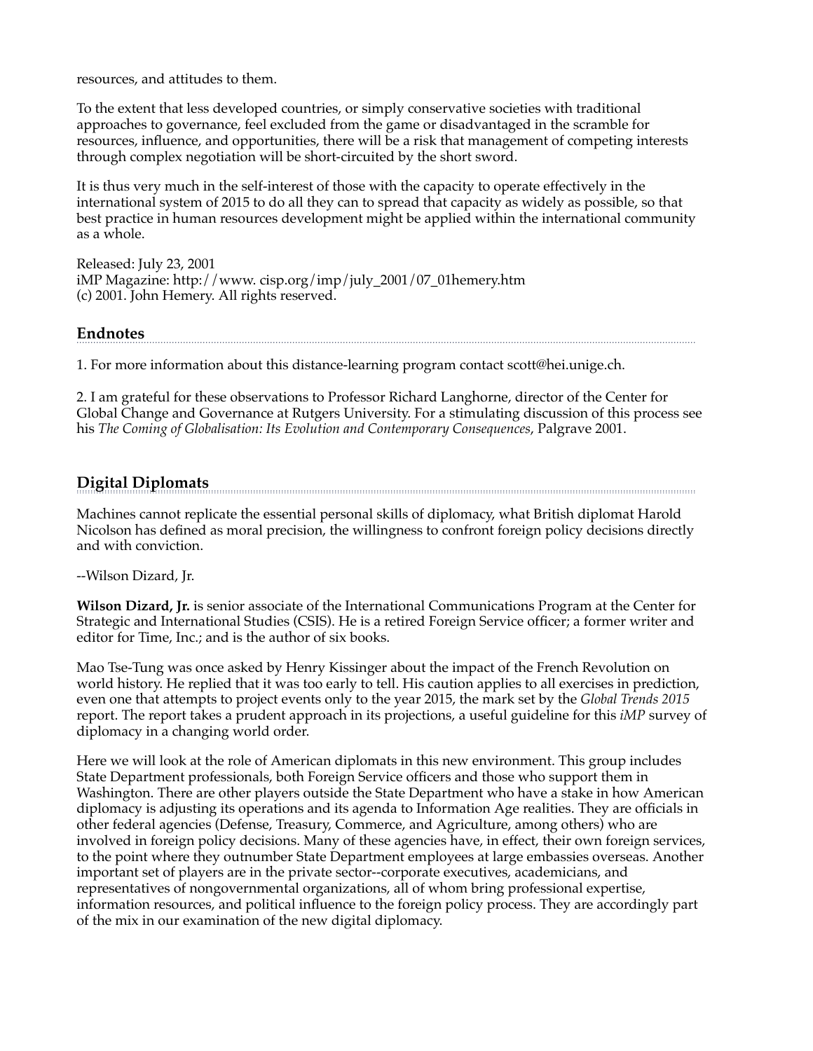resources, and attitudes to them.

To the extent that less developed countries, or simply conservative societies with traditional approaches to governance, feel excluded from the game or disadvantaged in the scramble for resources, influence, and opportunities, there will be a risk that management of competing interests through complex negotiation will be short-circuited by the short sword.

It is thus very much in the self-interest of those with the capacity to operate effectively in the international system of 2015 to do all they can to spread that capacity as widely as possible, so that best practice in human resources development might be applied within the international community as a whole.

Released: July 23, 2001
iMP Magazine: http://www. cisp.org/imp/july_2001/07_01hemery.htm
(c) 2001. John Hemery. All rights reserved.

## Endnotes

1. For more information about this distance-learning program contact scott@hei.unige.ch.

2. I am grateful for these observations to Professor Richard Langhorne, director of the Center for Global Change and Governance at Rutgers University. For a stimulating discussion of this process see his *The Coming of Globalisation: Its Evolution and Contemporary Consequences*, Palgrave 2001.

## Digital Diplomats

Machines cannot replicate the essential personal skills of diplomacy, what British diplomat Harold Nicolson has defined as moral precision, the willingness to confront foreign policy decisions directly and with conviction.

--Wilson Dizard, Jr.

**Wilson Dizard, Jr.** is senior associate of the International Communications Program at the Center for Strategic and International Studies (CSIS). He is a retired Foreign Service officer; a former writer and editor for Time, Inc.; and is the author of six books.

Mao Tse-Tung was once asked by Henry Kissinger about the impact of the French Revolution on world history. He replied that it was too early to tell. His caution applies to all exercises in prediction, even one that attempts to project events only to the year 2015, the mark set by the *Global Trends 2015* report. The report takes a prudent approach in its projections, a useful guideline for this *iMP* survey of diplomacy in a changing world order.

Here we will look at the role of American diplomats in this new environment. This group includes State Department professionals, both Foreign Service officers and those who support them in Washington. There are other players outside the State Department who have a stake in how American diplomacy is adjusting its operations and its agenda to Information Age realities. They are officials in other federal agencies (Defense, Treasury, Commerce, and Agriculture, among others) who are involved in foreign policy decisions. Many of these agencies have, in effect, their own foreign services, to the point where they outnumber State Department employees at large embassies overseas. Another important set of players are in the private sector--corporate executives, academicians, and representatives of nongovernmental organizations, all of whom bring professional expertise, information resources, and political influence to the foreign policy process. They are accordingly part of the mix in our examination of the new digital diplomacy.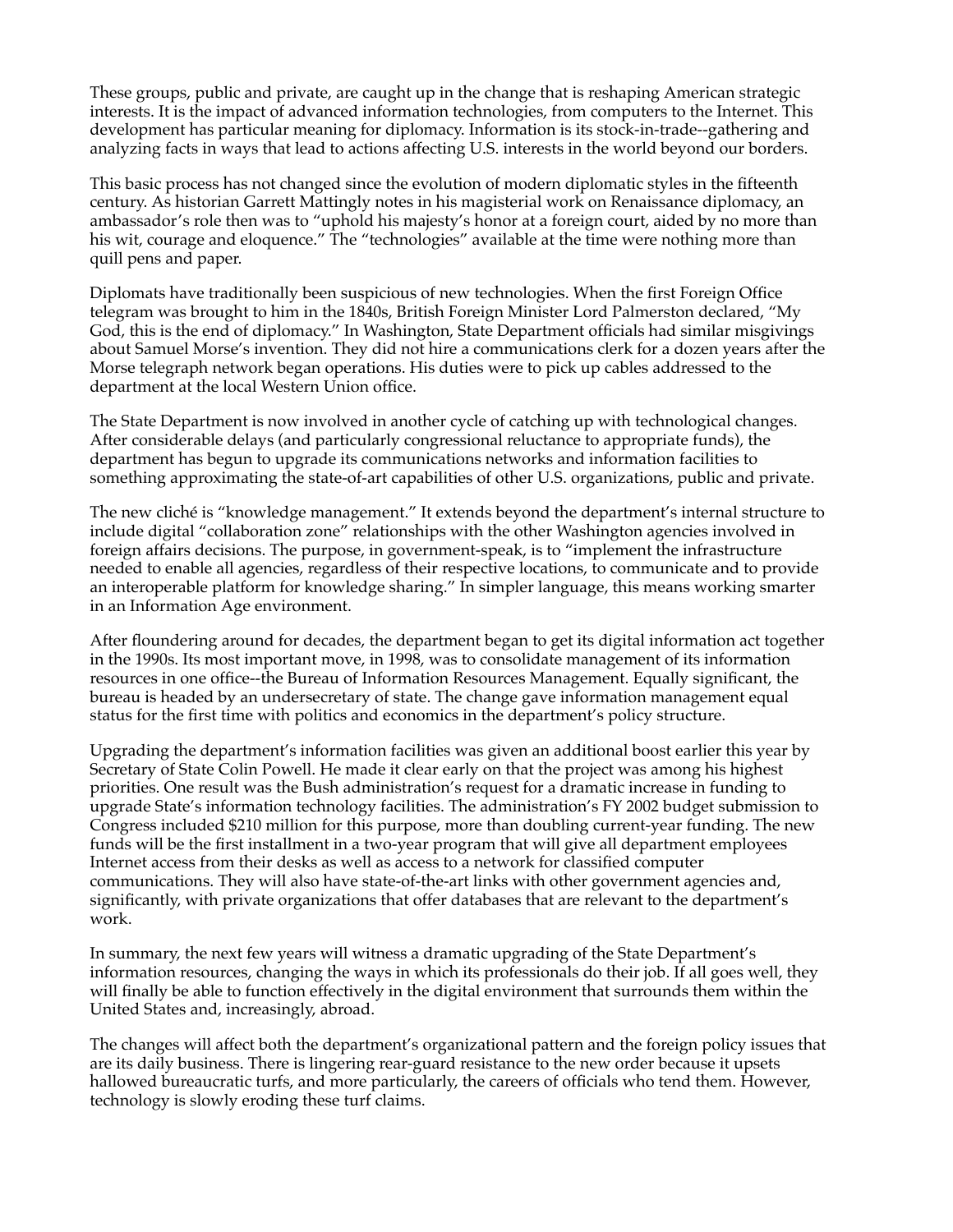These groups, public and private, are caught up in the change that is reshaping American strategic interests. It is the impact of advanced information technologies, from computers to the Internet. This development has particular meaning for diplomacy. Information is its stock-in-trade--gathering and analyzing facts in ways that lead to actions affecting U.S. interests in the world beyond our borders.

This basic process has not changed since the evolution of modern diplomatic styles in the fifteenth century. As historian Garrett Mattingly notes in his magisterial work on Renaissance diplomacy, an ambassador's role then was to "uphold his majesty's honor at a foreign court, aided by no more than his wit, courage and eloquence." The "technologies" available at the time were nothing more than quill pens and paper.

Diplomats have traditionally been suspicious of new technologies. When the first Foreign Office telegram was brought to him in the 1840s, British Foreign Minister Lord Palmerston declared, "My God, this is the end of diplomacy." In Washington, State Department officials had similar misgivings about Samuel Morse's invention. They did not hire a communications clerk for a dozen years after the Morse telegraph network began operations. His duties were to pick up cables addressed to the department at the local Western Union office.

The State Department is now involved in another cycle of catching up with technological changes. After considerable delays (and particularly congressional reluctance to appropriate funds), the department has begun to upgrade its communications networks and information facilities to something approximating the state-of-art capabilities of other U.S. organizations, public and private.

The new cliché is "knowledge management." It extends beyond the department's internal structure to include digital "collaboration zone" relationships with the other Washington agencies involved in foreign affairs decisions. The purpose, in government-speak, is to "implement the infrastructure needed to enable all agencies, regardless of their respective locations, to communicate and to provide an interoperable platform for knowledge sharing." In simpler language, this means working smarter in an Information Age environment.

After floundering around for decades, the department began to get its digital information act together in the 1990s. Its most important move, in 1998, was to consolidate management of its information resources in one office--the Bureau of Information Resources Management. Equally significant, the bureau is headed by an undersecretary of state. The change gave information management equal status for the first time with politics and economics in the department's policy structure.

Upgrading the department's information facilities was given an additional boost earlier this year by Secretary of State Colin Powell. He made it clear early on that the project was among his highest priorities. One result was the Bush administration's request for a dramatic increase in funding to upgrade State's information technology facilities. The administration's FY 2002 budget submission to Congress included $210 million for this purpose, more than doubling current-year funding. The new funds will be the first installment in a two-year program that will give all department employees Internet access from their desks as well as access to a network for classified computer communications. They will also have state-of-the-art links with other government agencies and, significantly, with private organizations that offer databases that are relevant to the department's work.

In summary, the next few years will witness a dramatic upgrading of the State Department's information resources, changing the ways in which its professionals do their job. If all goes well, they will finally be able to function effectively in the digital environment that surrounds them within the United States and, increasingly, abroad.

The changes will affect both the department's organizational pattern and the foreign policy issues that are its daily business. There is lingering rear-guard resistance to the new order because it upsets hallowed bureaucratic turfs, and more particularly, the careers of officials who tend them. However, technology is slowly eroding these turf claims.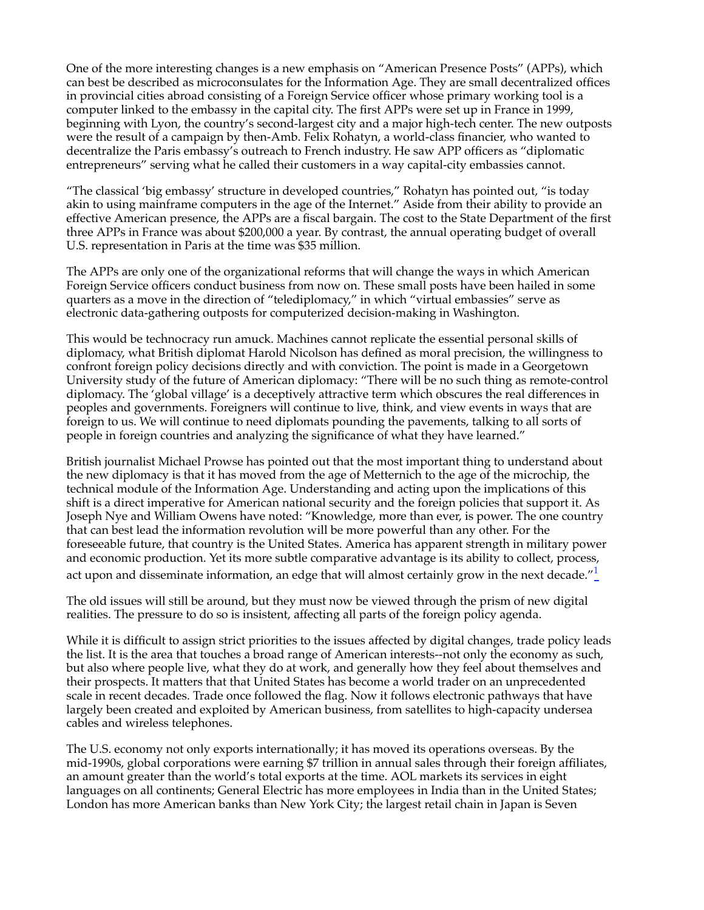One of the more interesting changes is a new emphasis on "American Presence Posts" (APPs), which can best be described as microconsulates for the Information Age. They are small decentralized offices in provincial cities abroad consisting of a Foreign Service officer whose primary working tool is a computer linked to the embassy in the capital city. The first APPs were set up in France in 1999, beginning with Lyon, the country's second-largest city and a major high-tech center. The new outposts were the result of a campaign by then-Amb. Felix Rohatyn, a world-class financier, who wanted to decentralize the Paris embassy's outreach to French industry. He saw APP officers as "diplomatic entrepreneurs" serving what he called their customers in a way capital-city embassies cannot.

"The classical 'big embassy' structure in developed countries," Rohatyn has pointed out, "is today akin to using mainframe computers in the age of the Internet." Aside from their ability to provide an effective American presence, the APPs are a fiscal bargain. The cost to the State Department of the first three APPs in France was about $200,000 a year. By contrast, the annual operating budget of overall U.S. representation in Paris at the time was $35 million.

The APPs are only one of the organizational reforms that will change the ways in which American Foreign Service officers conduct business from now on. These small posts have been hailed in some quarters as a move in the direction of "telediplomacy," in which "virtual embassies" serve as electronic data-gathering outposts for computerized decision-making in Washington.

This would be technocracy run amuck. Machines cannot replicate the essential personal skills of diplomacy, what British diplomat Harold Nicolson has defined as moral precision, the willingness to confront foreign policy decisions directly and with conviction. The point is made in a Georgetown University study of the future of American diplomacy: "There will be no such thing as remote-control diplomacy. The 'global village' is a deceptively attractive term which obscures the real differences in peoples and governments. Foreigners will continue to live, think, and view events in ways that are foreign to us. We will continue to need diplomats pounding the pavements, talking to all sorts of people in foreign countries and analyzing the significance of what they have learned."

British journalist Michael Prowse has pointed out that the most important thing to understand about the new diplomacy is that it has moved from the age of Metternich to the age of the microchip, the technical module of the Information Age. Understanding and acting upon the implications of this shift is a direct imperative for American national security and the foreign policies that support it. As Joseph Nye and William Owens have noted: "Knowledge, more than ever, is power. The one country that can best lead the information revolution will be more powerful than any other. For the foreseeable future, that country is the United States. America has apparent strength in military power and economic production. Yet its more subtle comparative advantage is its ability to collect, process, act upon and disseminate information, an edge that will almost certainly grow in the next decade."[1]

The old issues will still be around, but they must now be viewed through the prism of new digital realities. The pressure to do so is insistent, affecting all parts of the foreign policy agenda.

While it is difficult to assign strict priorities to the issues affected by digital changes, trade policy leads the list. It is the area that touches a broad range of American interests--not only the economy as such, but also where people live, what they do at work, and generally how they feel about themselves and their prospects. It matters that that United States has become a world trader on an unprecedented scale in recent decades. Trade once followed the flag. Now it follows electronic pathways that have largely been created and exploited by American business, from satellites to high-capacity undersea cables and wireless telephones.

The U.S. economy not only exports internationally; it has moved its operations overseas. By the mid-1990s, global corporations were earning $7 trillion in annual sales through their foreign affiliates, an amount greater than the world's total exports at the time. AOL markets its services in eight languages on all continents; General Electric has more employees in India than in the United States; London has more American banks than New York City; the largest retail chain in Japan is Seven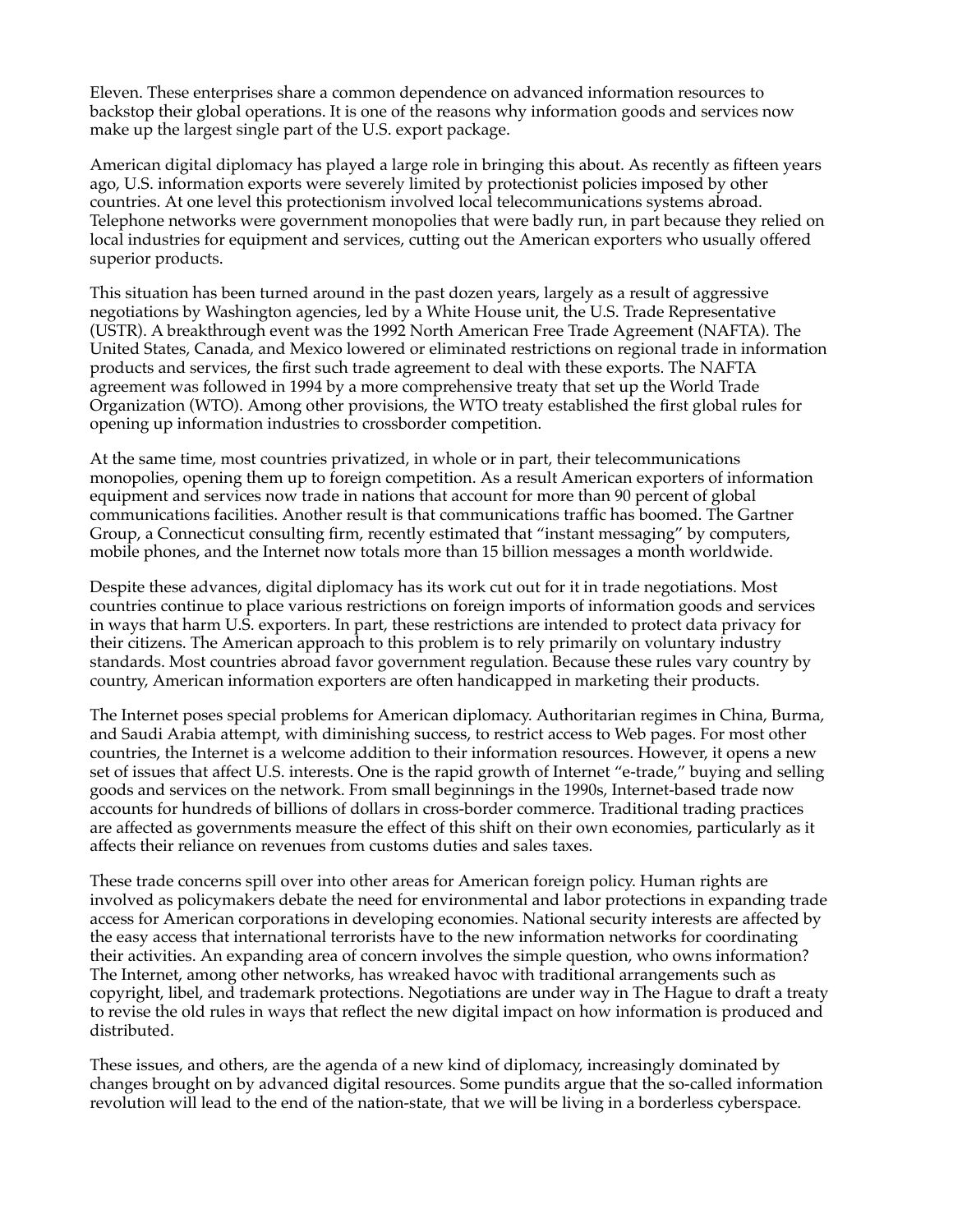Eleven. These enterprises share a common dependence on advanced information resources to backstop their global operations. It is one of the reasons why information goods and services now make up the largest single part of the U.S. export package.

American digital diplomacy has played a large role in bringing this about. As recently as fifteen years ago, U.S. information exports were severely limited by protectionist policies imposed by other countries. At one level this protectionism involved local telecommunications systems abroad. Telephone networks were government monopolies that were badly run, in part because they relied on local industries for equipment and services, cutting out the American exporters who usually offered superior products.

This situation has been turned around in the past dozen years, largely as a result of aggressive negotiations by Washington agencies, led by a White House unit, the U.S. Trade Representative (USTR). A breakthrough event was the 1992 North American Free Trade Agreement (NAFTA). The United States, Canada, and Mexico lowered or eliminated restrictions on regional trade in information products and services, the first such trade agreement to deal with these exports. The NAFTA agreement was followed in 1994 by a more comprehensive treaty that set up the World Trade Organization (WTO). Among other provisions, the WTO treaty established the first global rules for opening up information industries to crossborder competition.

At the same time, most countries privatized, in whole or in part, their telecommunications monopolies, opening them up to foreign competition. As a result American exporters of information equipment and services now trade in nations that account for more than 90 percent of global communications facilities. Another result is that communications traffic has boomed. The Gartner Group, a Connecticut consulting firm, recently estimated that "instant messaging" by computers, mobile phones, and the Internet now totals more than 15 billion messages a month worldwide.

Despite these advances, digital diplomacy has its work cut out for it in trade negotiations. Most countries continue to place various restrictions on foreign imports of information goods and services in ways that harm U.S. exporters. In part, these restrictions are intended to protect data privacy for their citizens. The American approach to this problem is to rely primarily on voluntary industry standards. Most countries abroad favor government regulation. Because these rules vary country by country, American information exporters are often handicapped in marketing their products.

The Internet poses special problems for American diplomacy. Authoritarian regimes in China, Burma, and Saudi Arabia attempt, with diminishing success, to restrict access to Web pages. For most other countries, the Internet is a welcome addition to their information resources. However, it opens a new set of issues that affect U.S. interests. One is the rapid growth of Internet "e-trade," buying and selling goods and services on the network. From small beginnings in the 1990s, Internet-based trade now accounts for hundreds of billions of dollars in cross-border commerce. Traditional trading practices are affected as governments measure the effect of this shift on their own economies, particularly as it affects their reliance on revenues from customs duties and sales taxes.

These trade concerns spill over into other areas for American foreign policy. Human rights are involved as policymakers debate the need for environmental and labor protections in expanding trade access for American corporations in developing economies. National security interests are affected by the easy access that international terrorists have to the new information networks for coordinating their activities. An expanding area of concern involves the simple question, who owns information? The Internet, among other networks, has wreaked havoc with traditional arrangements such as copyright, libel, and trademark protections. Negotiations are under way in The Hague to draft a treaty to revise the old rules in ways that reflect the new digital impact on how information is produced and distributed.

These issues, and others, are the agenda of a new kind of diplomacy, increasingly dominated by changes brought on by advanced digital resources. Some pundits argue that the so-called information revolution will lead to the end of the nation-state, that we will be living in a borderless cyberspace.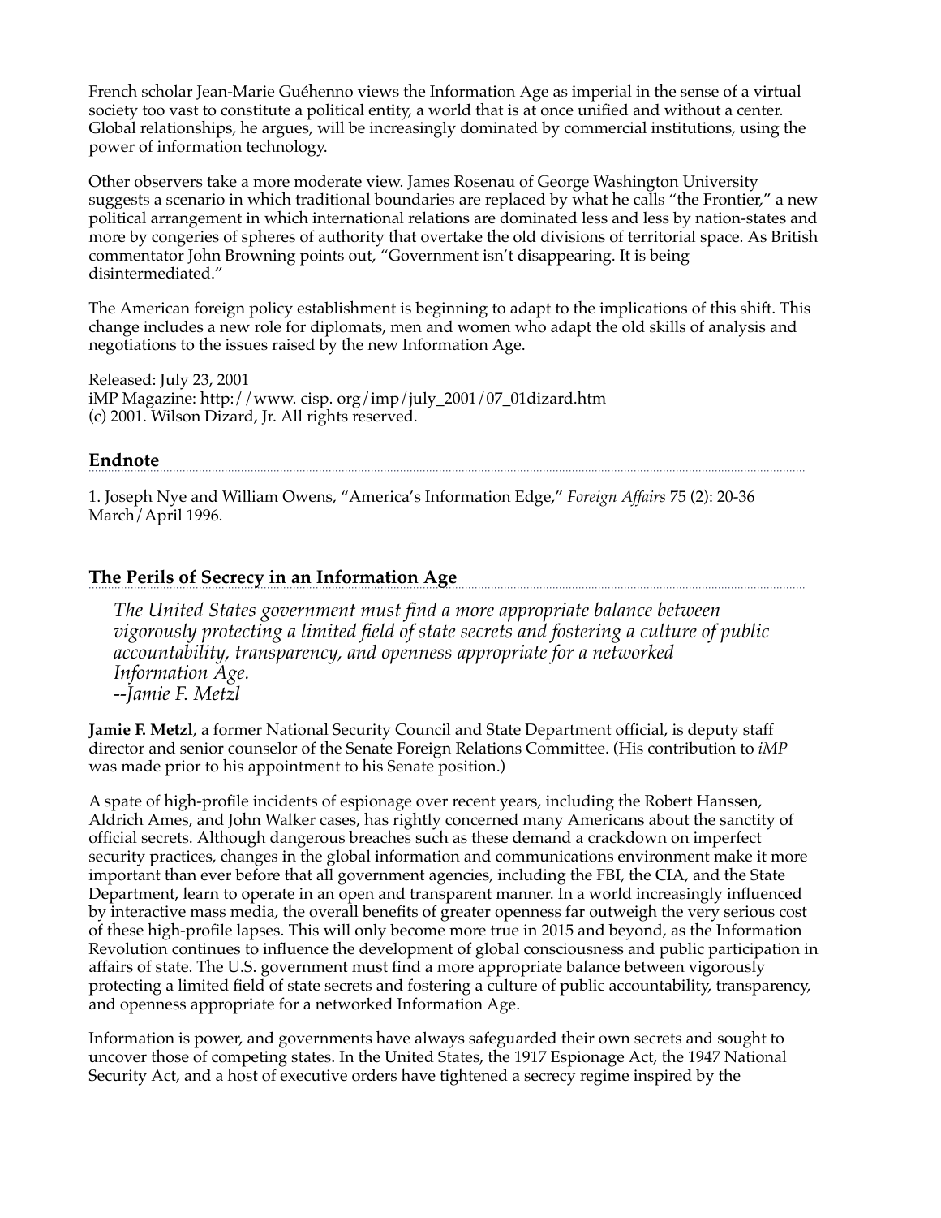French scholar Jean-Marie Guéhenno views the Information Age as imperial in the sense of a virtual society too vast to constitute a political entity, a world that is at once unified and without a center. Global relationships, he argues, will be increasingly dominated by commercial institutions, using the power of information technology.

Other observers take a more moderate view. James Rosenau of George Washington University suggests a scenario in which traditional boundaries are replaced by what he calls "the Frontier," a new political arrangement in which international relations are dominated less and less by nation-states and more by congeries of spheres of authority that overtake the old divisions of territorial space. As British commentator John Browning points out, "Government isn't disappearing. It is being disintermediated."

The American foreign policy establishment is beginning to adapt to the implications of this shift. This change includes a new role for diplomats, men and women who adapt the old skills of analysis and negotiations to the issues raised by the new Information Age.

Released: July 23, 2001
iMP Magazine: http://www. cisp. org/imp/july_2001/07_01dizard.htm
(c) 2001. Wilson Dizard, Jr. All rights reserved.

## Endnote

1. Joseph Nye and William Owens, "America's Information Edge," *Foreign Affairs* 75 (2): 20-36 March/April 1996.

## The Perils of Secrecy in an Information Age

> *The United States government must find a more appropriate balance between vigorously protecting a limited field of state secrets and fostering a culture of public accountability, transparency, and openness appropriate for a networked Information Age.*
> *--Jamie F. Metzl*

**Jamie F. Metzl**, a former National Security Council and State Department official, is deputy staff director and senior counselor of the Senate Foreign Relations Committee. (His contribution to *iMP* was made prior to his appointment to his Senate position.)

A spate of high-profile incidents of espionage over recent years, including the Robert Hanssen, Aldrich Ames, and John Walker cases, has rightly concerned many Americans about the sanctity of official secrets. Although dangerous breaches such as these demand a crackdown on imperfect security practices, changes in the global information and communications environment make it more important than ever before that all government agencies, including the FBI, the CIA, and the State Department, learn to operate in an open and transparent manner. In a world increasingly influenced by interactive mass media, the overall benefits of greater openness far outweigh the very serious cost of these high-profile lapses. This will only become more true in 2015 and beyond, as the Information Revolution continues to influence the development of global consciousness and public participation in affairs of state. The U.S. government must find a more appropriate balance between vigorously protecting a limited field of state secrets and fostering a culture of public accountability, transparency, and openness appropriate for a networked Information Age.

Information is power, and governments have always safeguarded their own secrets and sought to uncover those of competing states. In the United States, the 1917 Espionage Act, the 1947 National Security Act, and a host of executive orders have tightened a secrecy regime inspired by the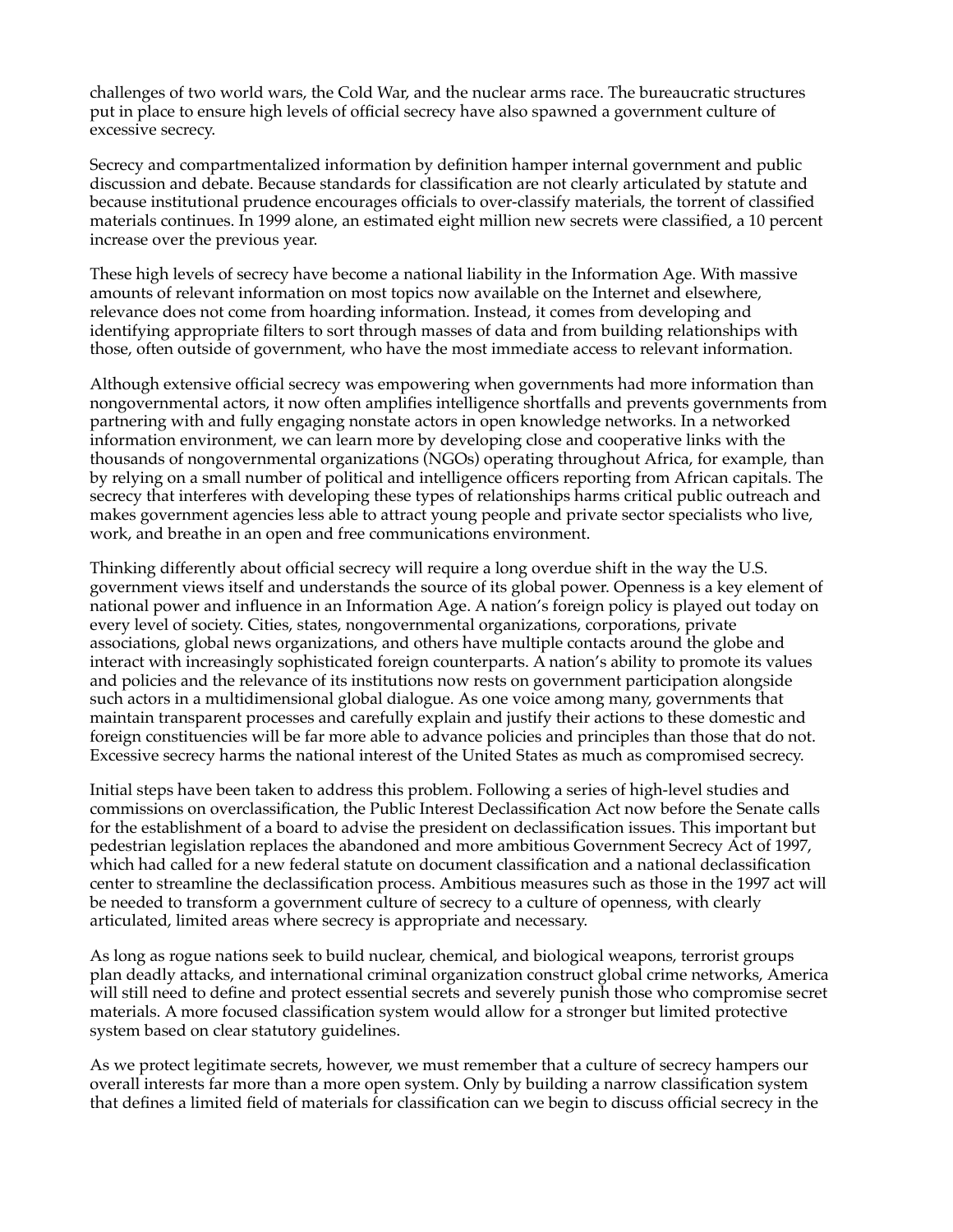challenges of two world wars, the Cold War, and the nuclear arms race. The bureaucratic structures put in place to ensure high levels of official secrecy have also spawned a government culture of excessive secrecy.

Secrecy and compartmentalized information by definition hamper internal government and public discussion and debate. Because standards for classification are not clearly articulated by statute and because institutional prudence encourages officials to over-classify materials, the torrent of classified materials continues. In 1999 alone, an estimated eight million new secrets were classified, a 10 percent increase over the previous year.

These high levels of secrecy have become a national liability in the Information Age. With massive amounts of relevant information on most topics now available on the Internet and elsewhere, relevance does not come from hoarding information. Instead, it comes from developing and identifying appropriate filters to sort through masses of data and from building relationships with those, often outside of government, who have the most immediate access to relevant information.

Although extensive official secrecy was empowering when governments had more information than nongovernmental actors, it now often amplifies intelligence shortfalls and prevents governments from partnering with and fully engaging nonstate actors in open knowledge networks. In a networked information environment, we can learn more by developing close and cooperative links with the thousands of nongovernmental organizations (NGOs) operating throughout Africa, for example, than by relying on a small number of political and intelligence officers reporting from African capitals. The secrecy that interferes with developing these types of relationships harms critical public outreach and makes government agencies less able to attract young people and private sector specialists who live, work, and breathe in an open and free communications environment.

Thinking differently about official secrecy will require a long overdue shift in the way the U.S. government views itself and understands the source of its global power. Openness is a key element of national power and influence in an Information Age. A nation's foreign policy is played out today on every level of society. Cities, states, nongovernmental organizations, corporations, private associations, global news organizations, and others have multiple contacts around the globe and interact with increasingly sophisticated foreign counterparts. A nation's ability to promote its values and policies and the relevance of its institutions now rests on government participation alongside such actors in a multidimensional global dialogue. As one voice among many, governments that maintain transparent processes and carefully explain and justify their actions to these domestic and foreign constituencies will be far more able to advance policies and principles than those that do not. Excessive secrecy harms the national interest of the United States as much as compromised secrecy.

Initial steps have been taken to address this problem. Following a series of high-level studies and commissions on overclassification, the Public Interest Declassification Act now before the Senate calls for the establishment of a board to advise the president on declassification issues. This important but pedestrian legislation replaces the abandoned and more ambitious Government Secrecy Act of 1997, which had called for a new federal statute on document classification and a national declassification center to streamline the declassification process. Ambitious measures such as those in the 1997 act will be needed to transform a government culture of secrecy to a culture of openness, with clearly articulated, limited areas where secrecy is appropriate and necessary.

As long as rogue nations seek to build nuclear, chemical, and biological weapons, terrorist groups plan deadly attacks, and international criminal organization construct global crime networks, America will still need to define and protect essential secrets and severely punish those who compromise secret materials. A more focused classification system would allow for a stronger but limited protective system based on clear statutory guidelines.

As we protect legitimate secrets, however, we must remember that a culture of secrecy hampers our overall interests far more than a more open system. Only by building a narrow classification system that defines a limited field of materials for classification can we begin to discuss official secrecy in the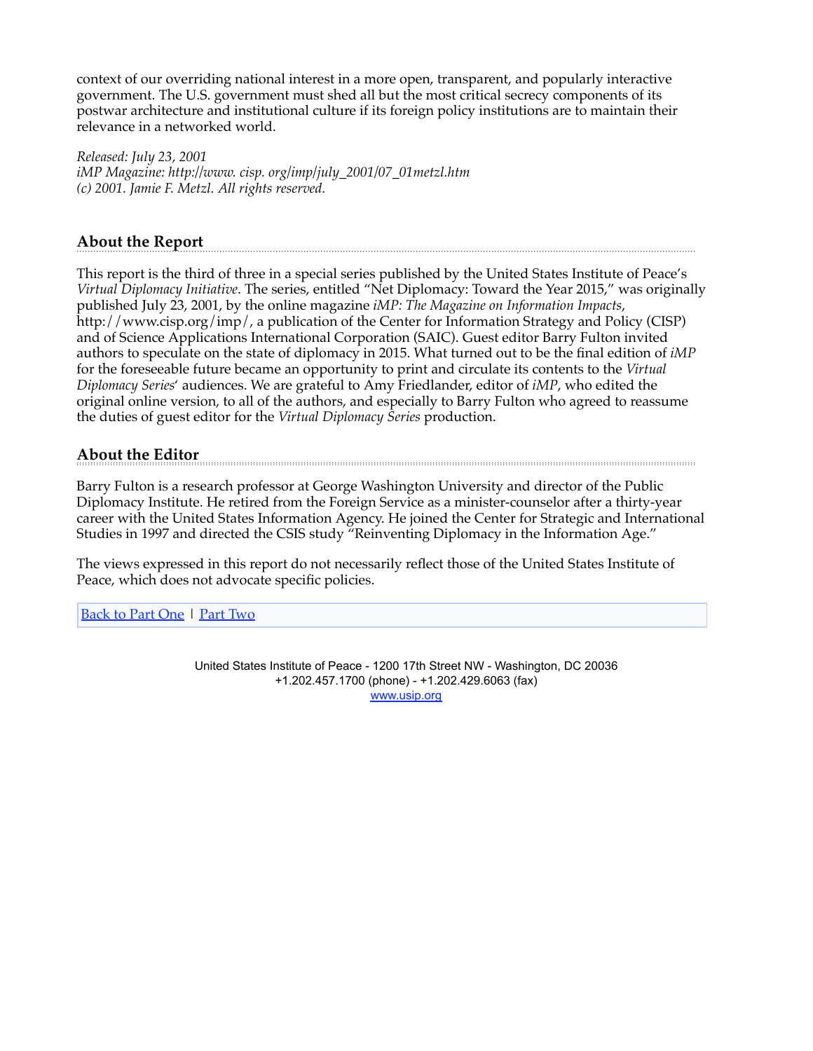context of our overriding national interest in a more open, transparent, and popularly interactive government. The U.S. government must shed all but the most critical secrecy components of its postwar architecture and institutional culture if its foreign policy institutions are to maintain their relevance in a networked world.

*Released: July 23, 2001*
*iMP Magazine: http://www. cisp. org/imp/july_2001/07_01metzl.htm*
*(c) 2001. Jamie F. Metzl. All rights reserved.*

## About the Report

This report is the third of three in a special series published by the United States Institute of Peace's *Virtual Diplomacy Initiative*. The series, entitled "Net Diplomacy: Toward the Year 2015," was originally published July 23, 2001, by the online magazine *iMP: The Magazine on Information Impacts*, http://www.cisp.org/imp/, a publication of the Center for Information Strategy and Policy (CISP) and of Science Applications International Corporation (SAIC). Guest editor Barry Fulton invited authors to speculate on the state of diplomacy in 2015. What turned out to be the final edition of *iMP* for the foreseeable future became an opportunity to print and circulate its contents to the *Virtual Diplomacy Series*' audiences. We are grateful to Amy Friedlander, editor of *iMP*, who edited the original online version, to all of the authors, and especially to Barry Fulton who agreed to reassume the duties of guest editor for the *Virtual Diplomacy Series* production.

## About the Editor

Barry Fulton is a research professor at George Washington University and director of the Public Diplomacy Institute. He retired from the Foreign Service as a minister-counselor after a thirty-year career with the United States Information Agency. He joined the Center for Strategic and International Studies in 1997 and directed the CSIS study "Reinventing Diplomacy in the Information Age."

The views expressed in this report do not necessarily reflect those of the United States Institute of Peace, which does not advocate specific policies.

Back to Part One | Part Two

United States Institute of Peace - 1200 17th Street NW - Washington, DC 20036
+1.202.457.1700 (phone) - +1.202.429.6063 (fax)
www.usip.org